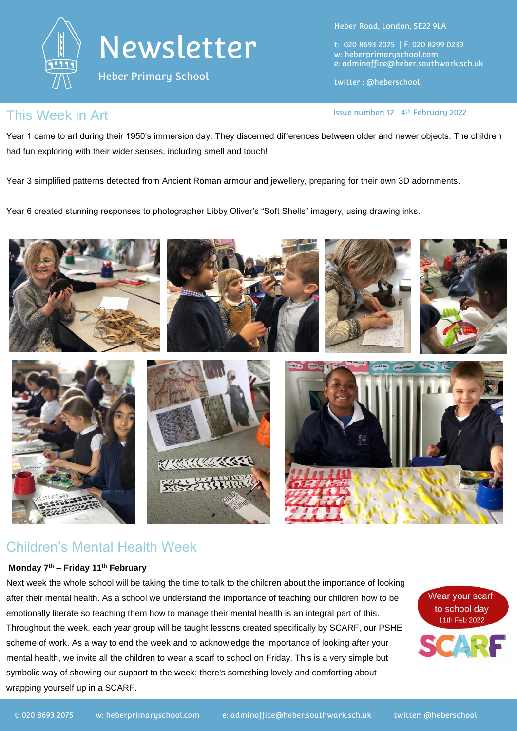# Newsletter

Heber Primary School

Heber Road, London, SE22 9LA

t: 020 8693 2075 | F: 020 8299 0239
w: heberprimaryschool.com
e: adminoffice@heber.southwark.sch.uk

twitter : @heberschool

Issue number: 17 4th February 2022

## This Week in Art

Year 1 came to art during their 1950's immersion day. They discerned differences between older and newer objects. The children had fun exploring with their wider senses, including smell and touch!

Year 3 simplified patterns detected from Ancient Roman armour and jewellery, preparing for their own 3D adornments.

Year 6 created stunning responses to photographer Libby Oliver's "Soft Shells" imagery, using drawing inks.

## Children's Mental Health Week

**Monday 7th – Friday 11th February**

Next week the whole school will be taking the time to talk to the children about the importance of looking after their mental health. As a school we understand the importance of teaching our children how to be emotionally literate so teaching them how to manage their mental health is an integral part of this. Throughout the week, each year group will be taught lessons created specifically by SCARF, our PSHE scheme of work. As a way to end the week and to acknowledge the importance of looking after your mental health, we invite all the children to wear a scarf to school on Friday. This is a very simple but symbolic way of showing our support to the week; there's something lovely and comforting about wrapping yourself up in a SCARF.

Wear your scarf to school day
11th Feb 2022

SCARF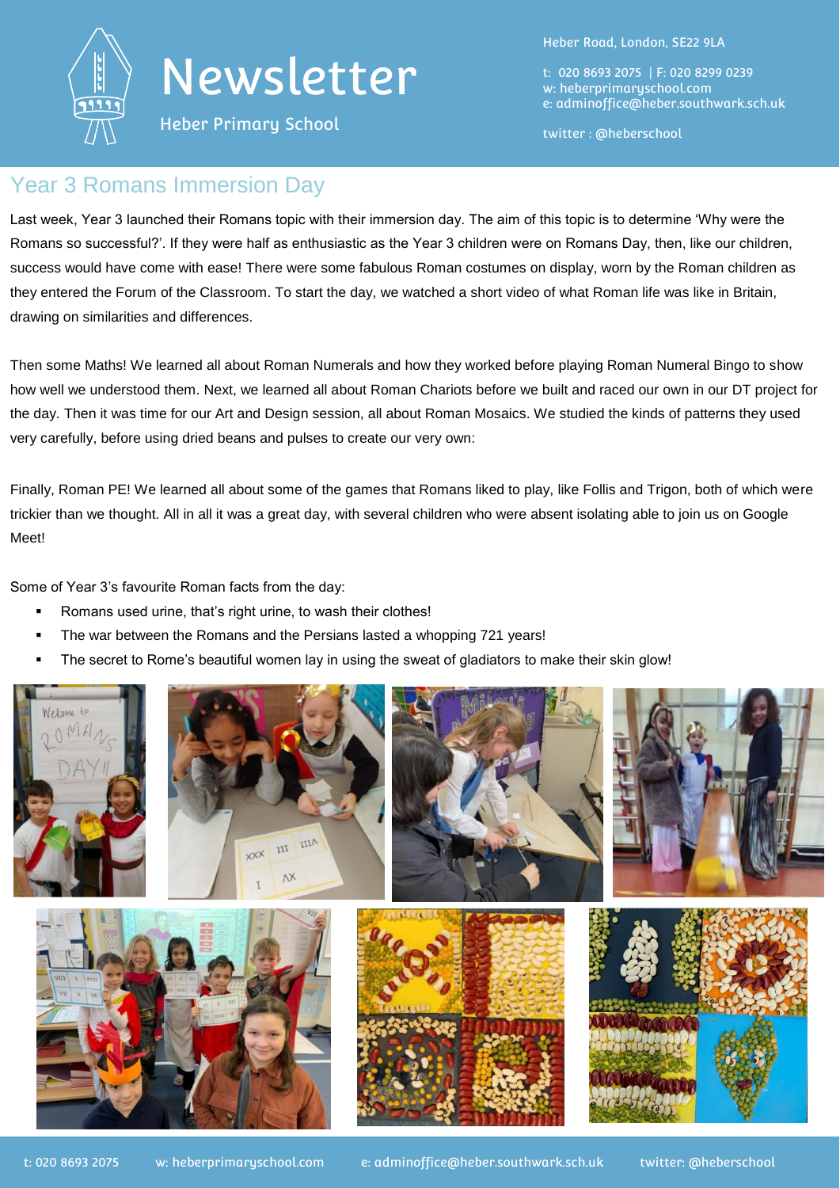# Newsletter

Heber Primary School

Heber Road, London, SE22 9LA

t: 020 8693 2075 | F: 020 8299 0239
w: heberprimaryschool.com
e: adminoffice@heber.southwark.sch.uk

twitter : @heberschool

## Year 3 Romans Immersion Day

Last week, Year 3 launched their Romans topic with their immersion day. The aim of this topic is to determine 'Why were the Romans so successful?'. If they were half as enthusiastic as the Year 3 children were on Romans Day, then, like our children, success would have come with ease! There were some fabulous Roman costumes on display, worn by the Roman children as they entered the Forum of the Classroom. To start the day, we watched a short video of what Roman life was like in Britain, drawing on similarities and differences.

Then some Maths! We learned all about Roman Numerals and how they worked before playing Roman Numeral Bingo to show how well we understood them. Next, we learned all about Roman Chariots before we built and raced our own in our DT project for the day. Then it was time for our Art and Design session, all about Roman Mosaics. We studied the kinds of patterns they used very carefully, before using dried beans and pulses to create our very own:

Finally, Roman PE! We learned all about some of the games that Romans liked to play, like Follis and Trigon, both of which were trickier than we thought. All in all it was a great day, with several children who were absent isolating able to join us on Google Meet!

Some of Year 3's favourite Roman facts from the day:

- Romans used urine, that's right urine, to wash their clothes!
- The war between the Romans and the Persians lasted a whopping 721 years!
- The secret to Rome's beautiful women lay in using the sweat of gladiators to make their skin glow!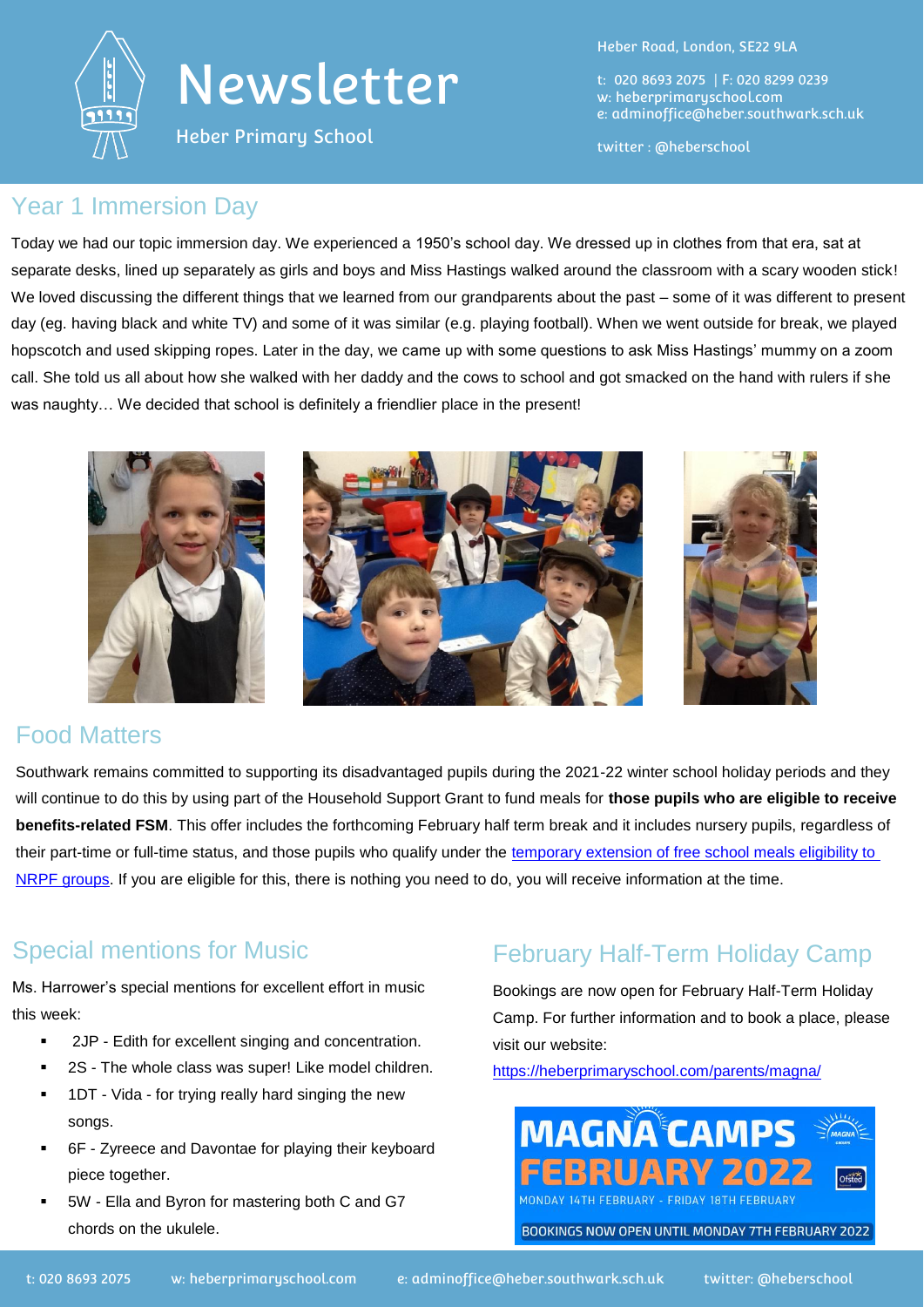# Newsletter

Heber Primary School

Heber Road, London, SE22 9LA

t: 020 8693 2075 | F: 020 8299 0239
w: heberprimaryschool.com
e: adminoffice@heber.southwark.sch.uk

twitter : @heberschool

## Year 1 Immersion Day

Today we had our topic immersion day. We experienced a 1950's school day. We dressed up in clothes from that era, sat at separate desks, lined up separately as girls and boys and Miss Hastings walked around the classroom with a scary wooden stick! We loved discussing the different things that we learned from our grandparents about the past – some of it was different to present day (eg. having black and white TV) and some of it was similar (e.g. playing football). When we went outside for break, we played hopscotch and used skipping ropes. Later in the day, we came up with some questions to ask Miss Hastings' mummy on a zoom call. She told us all about how she walked with her daddy and the cows to school and got smacked on the hand with rulers if she was naughty… We decided that school is definitely a friendlier place in the present!

## Food Matters

Southwark remains committed to supporting its disadvantaged pupils during the 2021-22 winter school holiday periods and they will continue to do this by using part of the Household Support Grant to fund meals for **those pupils who are eligible to receive benefits-related FSM**. This offer includes the forthcoming February half term break and it includes nursery pupils, regardless of their part-time or full-time status, and those pupils who qualify under the [temporary extension of free school meals eligibility to NRPF groups](). If you are eligible for this, there is nothing you need to do, you will receive information at the time.

## Special mentions for Music

Ms. Harrower's special mentions for excellent effort in music this week:

- 2JP - Edith for excellent singing and concentration.
- 2S - The whole class was super! Like model children.
- 1DT - Vida - for trying really hard singing the new songs.
- 6F - Zyreece and Davontae for playing their keyboard piece together.
- 5W - Ella and Byron for mastering both C and G7 chords on the ukulele.

## February Half-Term Holiday Camp

Bookings are now open for February Half-Term Holiday Camp. For further information and to book a place, please visit our website:

https://heberprimaryschool.com/parents/magna/

MAGNA CAMPS FEBRUARY 2022

MONDAY 14TH FEBRUARY - FRIDAY 18TH FEBRUARY

BOOKINGS NOW OPEN UNTIL MONDAY 7TH FEBRUARY 2022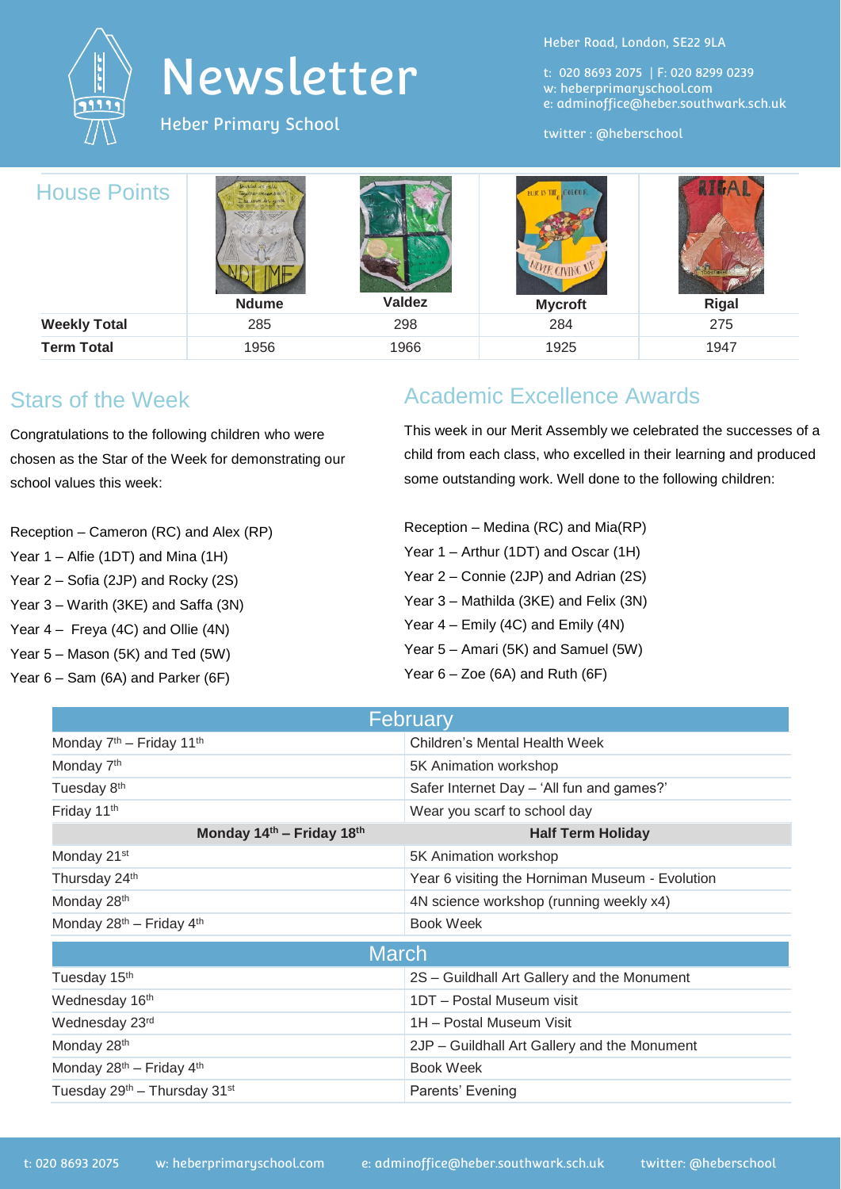# Newsletter

Heber Primary School

Heber Road, London, SE22 9LA

t: 020 8693 2075 | F: 020 8299 0239
w: heberprimaryschool.com
e: adminoffice@heber.southwark.sch.uk

twitter : @heberschool

## House Points

| | Ndume | Valdez | Mycroft | Rigal |
|---|---|---|---|---|
| **Weekly Total** | 285 | 298 | 284 | 275 |
| **Term Total** | 1956 | 1966 | 1925 | 1947 |

## Stars of the Week

Congratulations to the following children who were chosen as the Star of the Week for demonstrating our school values this week:

Reception – Cameron (RC) and Alex (RP)
Year 1 – Alfie (1DT) and Mina (1H)
Year 2 – Sofia (2JP) and Rocky (2S)
Year 3 – Warith (3KE) and Saffa (3N)
Year 4 – Freya (4C) and Ollie (4N)
Year 5 – Mason (5K) and Ted (5W)
Year 6 – Sam (6A) and Parker (6F)

## Academic Excellence Awards

This week in our Merit Assembly we celebrated the successes of a child from each class, who excelled in their learning and produced some outstanding work. Well done to the following children:

Reception – Medina (RC) and Mia(RP)
Year 1 – Arthur (1DT) and Oscar (1H)
Year 2 – Connie (2JP) and Adrian (2S)
Year 3 – Mathilda (3KE) and Felix (3N)
Year 4 – Emily (4C) and Emily (4N)
Year 5 – Amari (5K) and Samuel (5W)
Year 6 – Zoe (6A) and Ruth (6F)

| February | |
|---|---|
| Monday 7th – Friday 11th | Children's Mental Health Week |
| Monday 7th | 5K Animation workshop |
| Tuesday 8th | Safer Internet Day – 'All fun and games?' |
| Friday 11th | Wear you scarf to school day |
| **Monday 14th – Friday 18th** | **Half Term Holiday** |
| Monday 21st | 5K Animation workshop |
| Thursday 24th | Year 6 visiting the Horniman Museum - Evolution |
| Monday 28th | 4N science workshop (running weekly x4) |
| Monday 28th – Friday 4th | Book Week |

| March | |
|---|---|
| Tuesday 15th | 2S – Guildhall Art Gallery and the Monument |
| Wednesday 16th | 1DT – Postal Museum visit |
| Wednesday 23rd | 1H – Postal Museum Visit |
| Monday 28th | 2JP – Guildhall Art Gallery and the Monument |
| Monday 28th – Friday 4th | Book Week |
| Tuesday 29th – Thursday 31st | Parents' Evening |